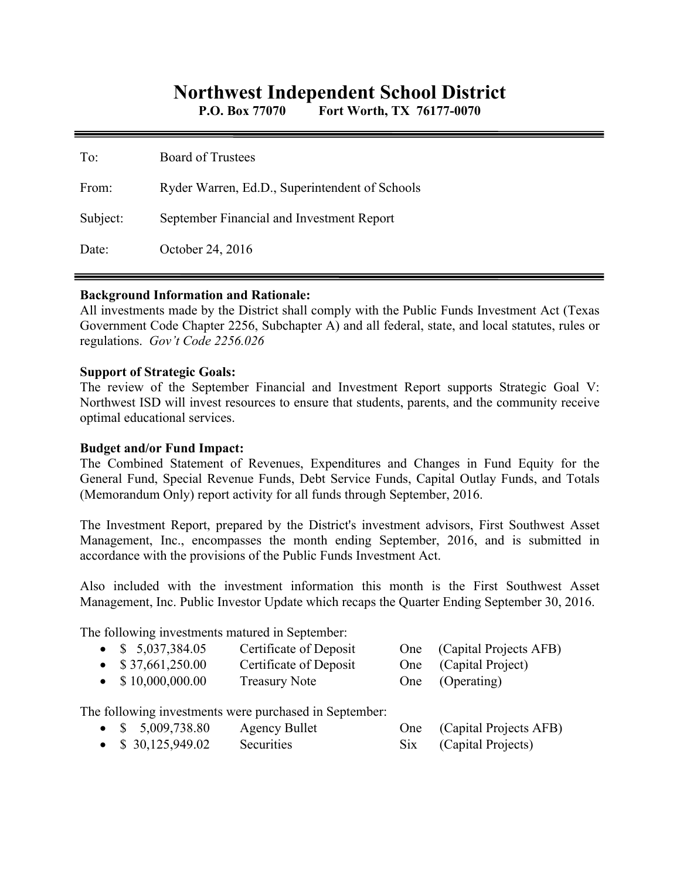# Northwest Independent School District

**P.O. Box 77070  Fort Worth, TX 76177-0070**

| | |
|---|---|
| To: | Board of Trustees |
| From: | Ryder Warren, Ed.D., Superintendent of Schools |
| Subject: | September Financial and Investment Report |
| Date: | October 24, 2016 |

**Background Information and Rationale:**
All investments made by the District shall comply with the Public Funds Investment Act (Texas Government Code Chapter 2256, Subchapter A) and all federal, state, and local statutes, rules or regulations. *Gov't Code 2256.026*

**Support of Strategic Goals:**
The review of the September Financial and Investment Report supports Strategic Goal V: Northwest ISD will invest resources to ensure that students, parents, and the community receive optimal educational services.

**Budget and/or Fund Impact:**
The Combined Statement of Revenues, Expenditures and Changes in Fund Equity for the General Fund, Special Revenue Funds, Debt Service Funds, Capital Outlay Funds, and Totals (Memorandum Only) report activity for all funds through September, 2016.

The Investment Report, prepared by the District's investment advisors, First Southwest Asset Management, Inc., encompasses the month ending September, 2016, and is submitted in accordance with the provisions of the Public Funds Investment Act.

Also included with the investment information this month is the First Southwest Asset Management, Inc. Public Investor Update which recaps the Quarter Ending September 30, 2016.

The following investments matured in September:

- $ 5,037,384.05 Certificate of Deposit One (Capital Projects AFB)
- $ 37,661,250.00 Certificate of Deposit One (Capital Project)
- $ 10,000,000.00 Treasury Note One (Operating)

The following investments were purchased in September:

- $ 5,009,738.80 Agency Bullet One (Capital Projects AFB)
- $ 30,125,949.02 Securities Six (Capital Projects)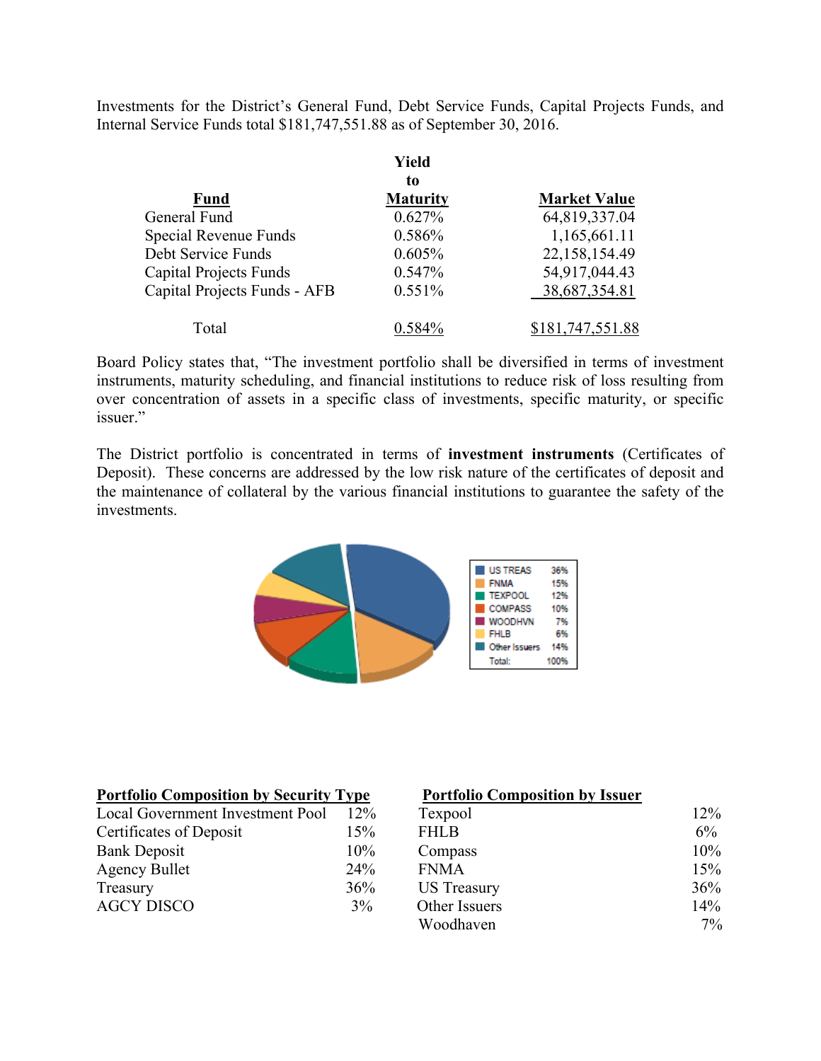Investments for the District's General Fund, Debt Service Funds, Capital Projects Funds, and Internal Service Funds total $181,747,551.88 as of September 30, 2016.

| Fund | Yield to Maturity | Market Value |
|---|---|---|
| General Fund | 0.627% | 64,819,337.04 |
| Special Revenue Funds | 0.586% | 1,165,661.11 |
| Debt Service Funds | 0.605% | 22,158,154.49 |
| Capital Projects Funds | 0.547% | 54,917,044.43 |
| Capital Projects Funds - AFB | 0.551% | 38,687,354.81 |
| Total | 0.584% | $181,747,551.88 |

Board Policy states that, "The investment portfolio shall be diversified in terms of investment instruments, maturity scheduling, and financial institutions to reduce risk of loss resulting from over concentration of assets in a specific class of investments, specific maturity, or specific issuer."

The District portfolio is concentrated in terms of **investment instruments** (Certificates of Deposit). These concerns are addressed by the low risk nature of the certificates of deposit and the maintenance of collateral by the various financial institutions to guarantee the safety of the investments.

| | |
|---|---|
| US TREAS | 36% |
| FNMA | 15% |
| TEXPOOL | 12% |
| COMPASS | 10% |
| WOODHVN | 7% |
| FHLB | 6% |
| Other Issuers | 14% |
| Total: | 100% |

| Portfolio Composition by Security Type | |
|---|---|
| Local Government Investment Pool | 12% |
| Certificates of Deposit | 15% |
| Bank Deposit | 10% |
| Agency Bullet | 24% |
| Treasury | 36% |
| AGCY DISCO | 3% |

| Portfolio Composition by Issuer | |
|---|---|
| Texpool | 12% |
| FHLB | 6% |
| Compass | 10% |
| FNMA | 15% |
| US Treasury | 36% |
| Other Issuers | 14% |
| Woodhaven | 7% |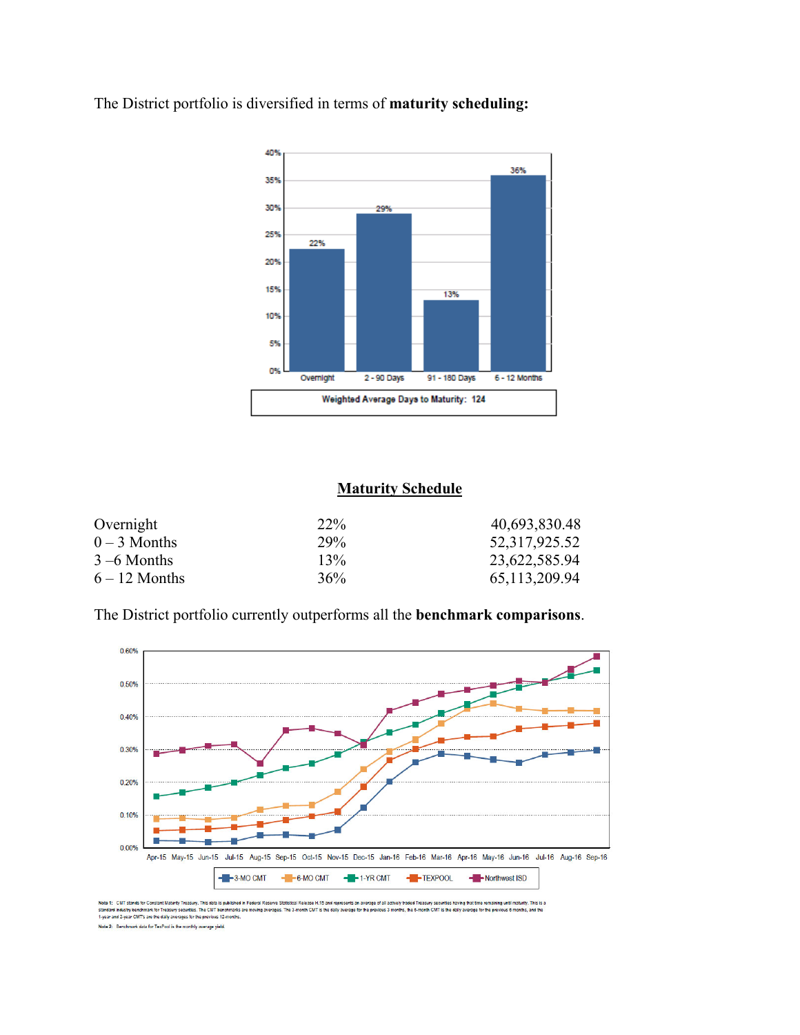The District portfolio is diversified in terms of **maturity scheduling:**

Weighted Average Days to Maturity: 124

**Maturity Schedule**

| | | |
|---|---|---|
| Overnight | 22% | 40,693,830.48 |
| 0 – 3 Months | 29% | 52,317,925.52 |
| 3 –6 Months | 13% | 23,622,585.94 |
| 6 – 12 Months | 36% | 65,113,209.94 |

The District portfolio currently outperforms all the **benchmark comparisons**.

Note 1: CMT stands for Constant Maturity Treasury. This data is published in Federal Reserve Statistical Release H.15 and represents an average of all actively traded Treasury securities having that time remaining until maturity. This is a standard industry benchmark for Treasury securities. The CMT benchmarks are moving averages. The 3-month CMT is the daily average for the previous 3 months, the 6-month CMT is the daily average for the previous 6 months, and the 1-year and 2-year CMT's are the daily averages for the previous 12 months.

Note 2: Benchmark data for TexPool is the monthly average yield.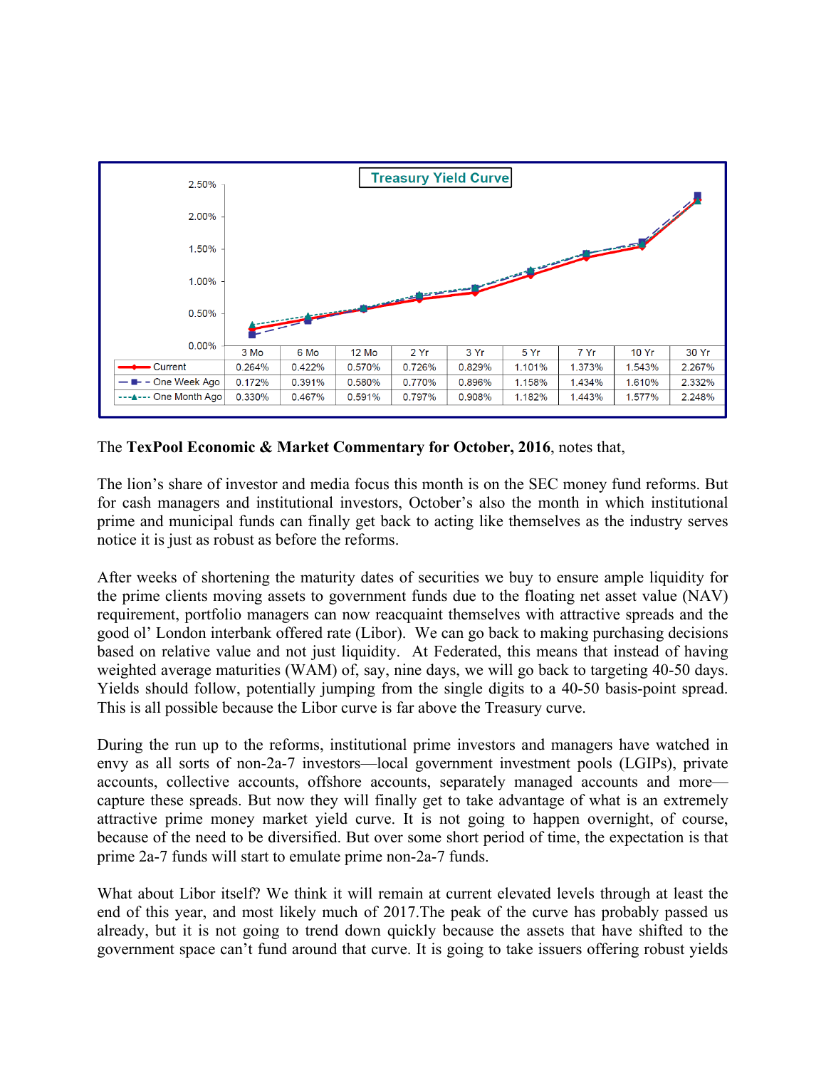**Treasury Yield Curve**

| | 3 Mo | 6 Mo | 12 Mo | 2 Yr | 3 Yr | 5 Yr | 7 Yr | 10 Yr | 30 Yr |
|---|---|---|---|---|---|---|---|---|---|
| Current | 0.264% | 0.422% | 0.570% | 0.726% | 0.829% | 1.101% | 1.373% | 1.543% | 2.267% |
| One Week Ago | 0.172% | 0.391% | 0.580% | 0.770% | 0.896% | 1.158% | 1.434% | 1.610% | 2.332% |
| One Month Ago | 0.330% | 0.467% | 0.591% | 0.797% | 0.908% | 1.182% | 1.443% | 1.577% | 2.248% |

The **TexPool Economic & Market Commentary for October, 2016**, notes that,

The lion's share of investor and media focus this month is on the SEC money fund reforms. But for cash managers and institutional investors, October's also the month in which institutional prime and municipal funds can finally get back to acting like themselves as the industry serves notice it is just as robust as before the reforms.

After weeks of shortening the maturity dates of securities we buy to ensure ample liquidity for the prime clients moving assets to government funds due to the floating net asset value (NAV) requirement, portfolio managers can now reacquaint themselves with attractive spreads and the good ol' London interbank offered rate (Libor). We can go back to making purchasing decisions based on relative value and not just liquidity. At Federated, this means that instead of having weighted average maturities (WAM) of, say, nine days, we will go back to targeting 40-50 days. Yields should follow, potentially jumping from the single digits to a 40-50 basis-point spread. This is all possible because the Libor curve is far above the Treasury curve.

During the run up to the reforms, institutional prime investors and managers have watched in envy as all sorts of non-2a-7 investors—local government investment pools (LGIPs), private accounts, collective accounts, offshore accounts, separately managed accounts and more—capture these spreads. But now they will finally get to take advantage of what is an extremely attractive prime money market yield curve. It is not going to happen overnight, of course, because of the need to be diversified. But over some short period of time, the expectation is that prime 2a-7 funds will start to emulate prime non-2a-7 funds.

What about Libor itself? We think it will remain at current elevated levels through at least the end of this year, and most likely much of 2017.The peak of the curve has probably passed us already, but it is not going to trend down quickly because the assets that have shifted to the government space can't fund around that curve. It is going to take issuers offering robust yields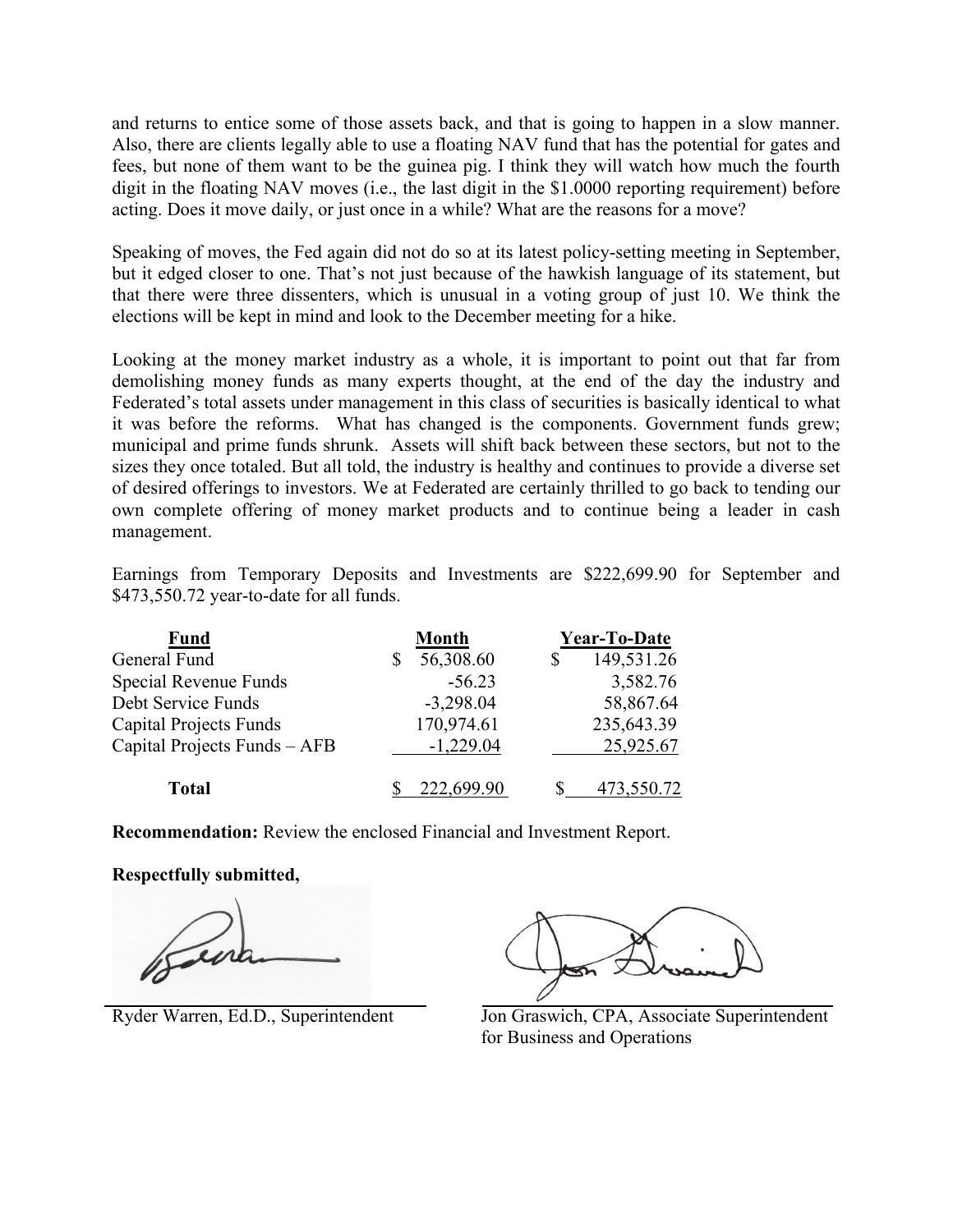and returns to entice some of those assets back, and that is going to happen in a slow manner. Also, there are clients legally able to use a floating NAV fund that has the potential for gates and fees, but none of them want to be the guinea pig. I think they will watch how much the fourth digit in the floating NAV moves (i.e., the last digit in the $1.0000 reporting requirement) before acting. Does it move daily, or just once in a while? What are the reasons for a move?

Speaking of moves, the Fed again did not do so at its latest policy-setting meeting in September, but it edged closer to one. That's not just because of the hawkish language of its statement, but that there were three dissenters, which is unusual in a voting group of just 10. We think the elections will be kept in mind and look to the December meeting for a hike.

Looking at the money market industry as a whole, it is important to point out that far from demolishing money funds as many experts thought, at the end of the day the industry and Federated's total assets under management in this class of securities is basically identical to what it was before the reforms. What has changed is the components. Government funds grew; municipal and prime funds shrunk. Assets will shift back between these sectors, but not to the sizes they once totaled. But all told, the industry is healthy and continues to provide a diverse set of desired offerings to investors. We at Federated are certainly thrilled to go back to tending our own complete offering of money market products and to continue being a leader in cash management.

Earnings from Temporary Deposits and Investments are $222,699.90 for September and $473,550.72 year-to-date for all funds.

| Fund | Month | Year-To-Date |
|---|---|---|
| General Fund | $ 56,308.60 | $ 149,531.26 |
| Special Revenue Funds | -56.23 | 3,582.76 |
| Debt Service Funds | -3,298.04 | 58,867.64 |
| Capital Projects Funds | 170,974.61 | 235,643.39 |
| Capital Projects Funds – AFB | -1,229.04 | 25,925.67 |
| **Total** | $ 222,699.90 | $ 473,550.72 |

**Recommendation:** Review the enclosed Financial and Investment Report.

**Respectfully submitted,**

Ryder Warren, Ed.D., Superintendent

Jon Graswich, CPA, Associate Superintendent for Business and Operations